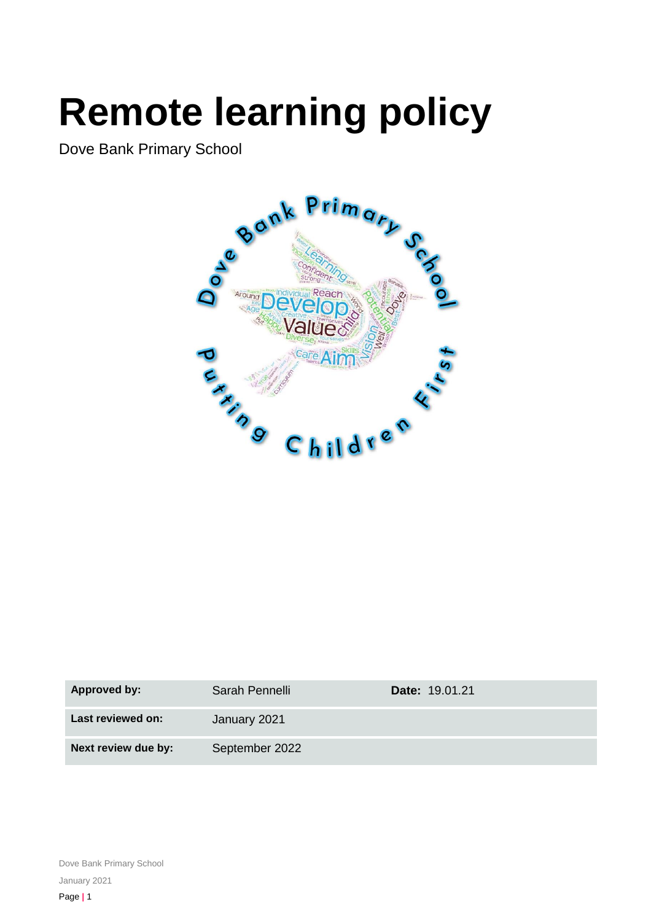# Remote learning policy

Dove Bank Primary School

| Approved by: | Sarah Pennelli | Date: 19.01.21 |
|---|---|---|
| Last reviewed on: | January 2021 | |
| Next review due by: | September 2022 | |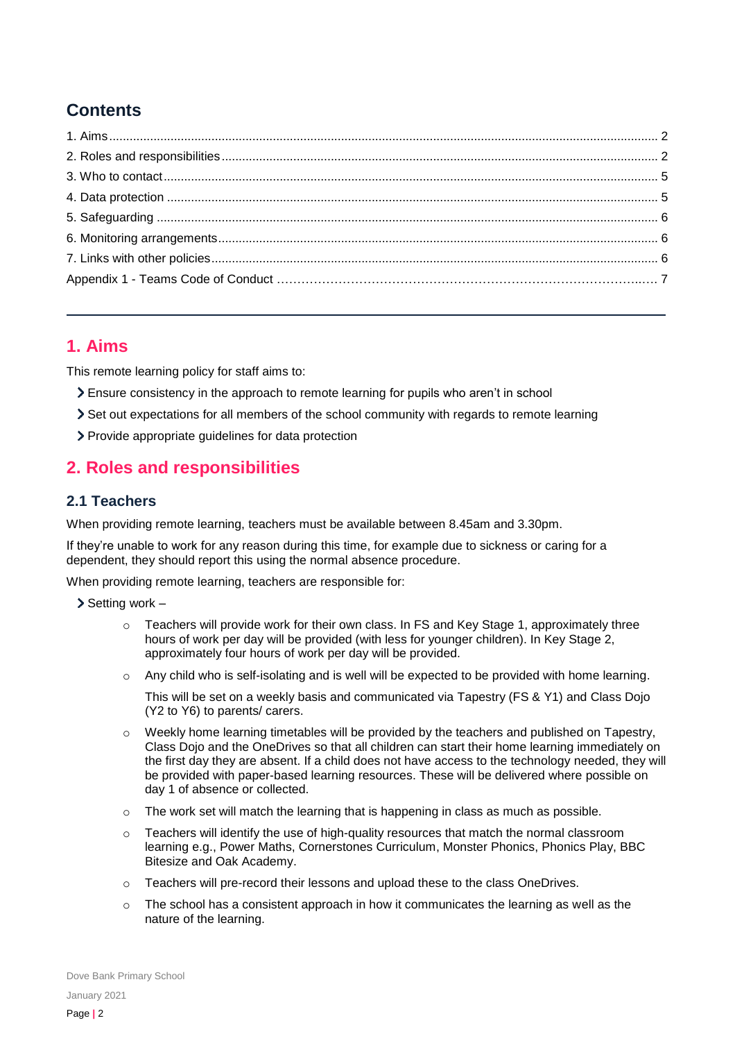## Contents

1. Aims ..... 2
2. Roles and responsibilities ..... 2
3. Who to contact ..... 5
4. Data protection ..... 5
5. Safeguarding ..... 6
6. Monitoring arrangements ..... 6
7. Links with other policies ..... 6

Appendix 1 - Teams Code of Conduct ..... 7

---

## 1. Aims

This remote learning policy for staff aims to:

- Ensure consistency in the approach to remote learning for pupils who aren't in school
- Set out expectations for all members of the school community with regards to remote learning
- Provide appropriate guidelines for data protection

## 2. Roles and responsibilities

### 2.1 Teachers

When providing remote learning, teachers must be available between 8.45am and 3.30pm.

If they're unable to work for any reason during this time, for example due to sickness or caring for a dependent, they should report this using the normal absence procedure.

When providing remote learning, teachers are responsible for:

- Setting work –
  - Teachers will provide work for their own class. In FS and Key Stage 1, approximately three hours of work per day will be provided (with less for younger children). In Key Stage 2, approximately four hours of work per day will be provided.
  - Any child who is self-isolating and is well will be expected to be provided with home learning.

    This will be set on a weekly basis and communicated via Tapestry (FS & Y1) and Class Dojo (Y2 to Y6) to parents/ carers.
  - Weekly home learning timetables will be provided by the teachers and published on Tapestry, Class Dojo and the OneDrives so that all children can start their home learning immediately on the first day they are absent. If a child does not have access to the technology needed, they will be provided with paper-based learning resources. These will be delivered where possible on day 1 of absence or collected.
  - The work set will match the learning that is happening in class as much as possible.
  - Teachers will identify the use of high-quality resources that match the normal classroom learning e.g., Power Maths, Cornerstones Curriculum, Monster Phonics, Phonics Play, BBC Bitesize and Oak Academy.
  - Teachers will pre-record their lessons and upload these to the class OneDrives.
  - The school has a consistent approach in how it communicates the learning as well as the nature of the learning.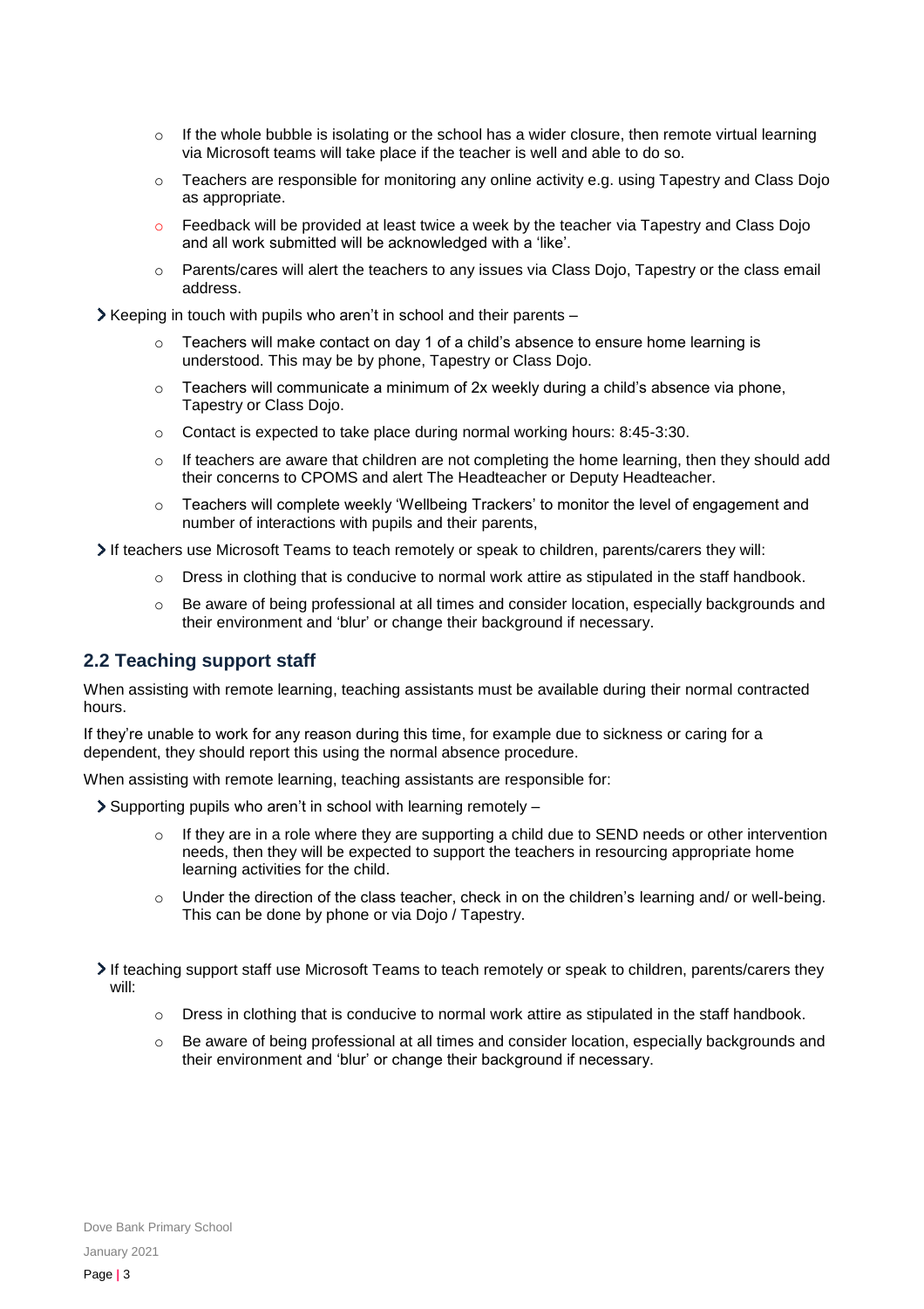- If the whole bubble is isolating or the school has a wider closure, then remote virtual learning via Microsoft teams will take place if the teacher is well and able to do so.
  - Teachers are responsible for monitoring any online activity e.g. using Tapestry and Class Dojo as appropriate.
  - Feedback will be provided at least twice a week by the teacher via Tapestry and Class Dojo and all work submitted will be acknowledged with a 'like'.
  - Parents/cares will alert the teachers to any issues via Class Dojo, Tapestry or the class email address.

- Keeping in touch with pupils who aren't in school and their parents –
  - Teachers will make contact on day 1 of a child's absence to ensure home learning is understood. This may be by phone, Tapestry or Class Dojo.
  - Teachers will communicate a minimum of 2x weekly during a child's absence via phone, Tapestry or Class Dojo.
  - Contact is expected to take place during normal working hours: 8:45-3:30.
  - If teachers are aware that children are not completing the home learning, then they should add their concerns to CPOMS and alert The Headteacher or Deputy Headteacher.
  - Teachers will complete weekly 'Wellbeing Trackers' to monitor the level of engagement and number of interactions with pupils and their parents,

- If teachers use Microsoft Teams to teach remotely or speak to children, parents/carers they will:
  - Dress in clothing that is conducive to normal work attire as stipulated in the staff handbook.
  - Be aware of being professional at all times and consider location, especially backgrounds and their environment and 'blur' or change their background if necessary.

## 2.2 Teaching support staff

When assisting with remote learning, teaching assistants must be available during their normal contracted hours.

If they're unable to work for any reason during this time, for example due to sickness or caring for a dependent, they should report this using the normal absence procedure.

When assisting with remote learning, teaching assistants are responsible for:

- Supporting pupils who aren't in school with learning remotely –
  - If they are in a role where they are supporting a child due to SEND needs or other intervention needs, then they will be expected to support the teachers in resourcing appropriate home learning activities for the child.
  - Under the direction of the class teacher, check in on the children's learning and/ or well-being. This can be done by phone or via Dojo / Tapestry.

- If teaching support staff use Microsoft Teams to teach remotely or speak to children, parents/carers they will:
  - Dress in clothing that is conducive to normal work attire as stipulated in the staff handbook.
  - Be aware of being professional at all times and consider location, especially backgrounds and their environment and 'blur' or change their background if necessary.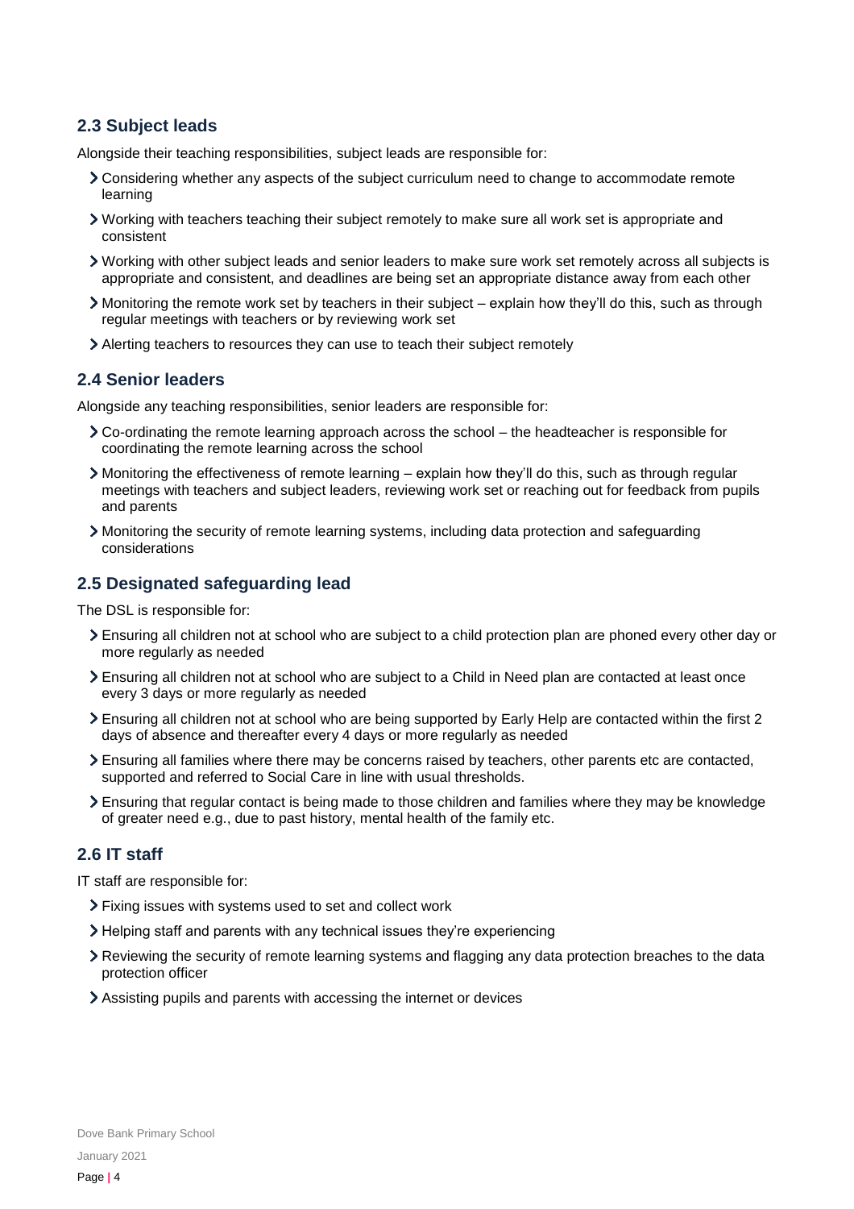## 2.3 Subject leads

Alongside their teaching responsibilities, subject leads are responsible for:

- Considering whether any aspects of the subject curriculum need to change to accommodate remote learning
- Working with teachers teaching their subject remotely to make sure all work set is appropriate and consistent
- Working with other subject leads and senior leaders to make sure work set remotely across all subjects is appropriate and consistent, and deadlines are being set an appropriate distance away from each other
- Monitoring the remote work set by teachers in their subject – explain how they'll do this, such as through regular meetings with teachers or by reviewing work set
- Alerting teachers to resources they can use to teach their subject remotely

## 2.4 Senior leaders

Alongside any teaching responsibilities, senior leaders are responsible for:

- Co-ordinating the remote learning approach across the school – the headteacher is responsible for coordinating the remote learning across the school
- Monitoring the effectiveness of remote learning – explain how they'll do this, such as through regular meetings with teachers and subject leaders, reviewing work set or reaching out for feedback from pupils and parents
- Monitoring the security of remote learning systems, including data protection and safeguarding considerations

## 2.5 Designated safeguarding lead

The DSL is responsible for:

- Ensuring all children not at school who are subject to a child protection plan are phoned every other day or more regularly as needed
- Ensuring all children not at school who are subject to a Child in Need plan are contacted at least once every 3 days or more regularly as needed
- Ensuring all children not at school who are being supported by Early Help are contacted within the first 2 days of absence and thereafter every 4 days or more regularly as needed
- Ensuring all families where there may be concerns raised by teachers, other parents etc are contacted, supported and referred to Social Care in line with usual thresholds.
- Ensuring that regular contact is being made to those children and families where they may be knowledge of greater need e.g., due to past history, mental health of the family etc.

## 2.6 IT staff

IT staff are responsible for:

- Fixing issues with systems used to set and collect work
- Helping staff and parents with any technical issues they're experiencing
- Reviewing the security of remote learning systems and flagging any data protection breaches to the data protection officer
- Assisting pupils and parents with accessing the internet or devices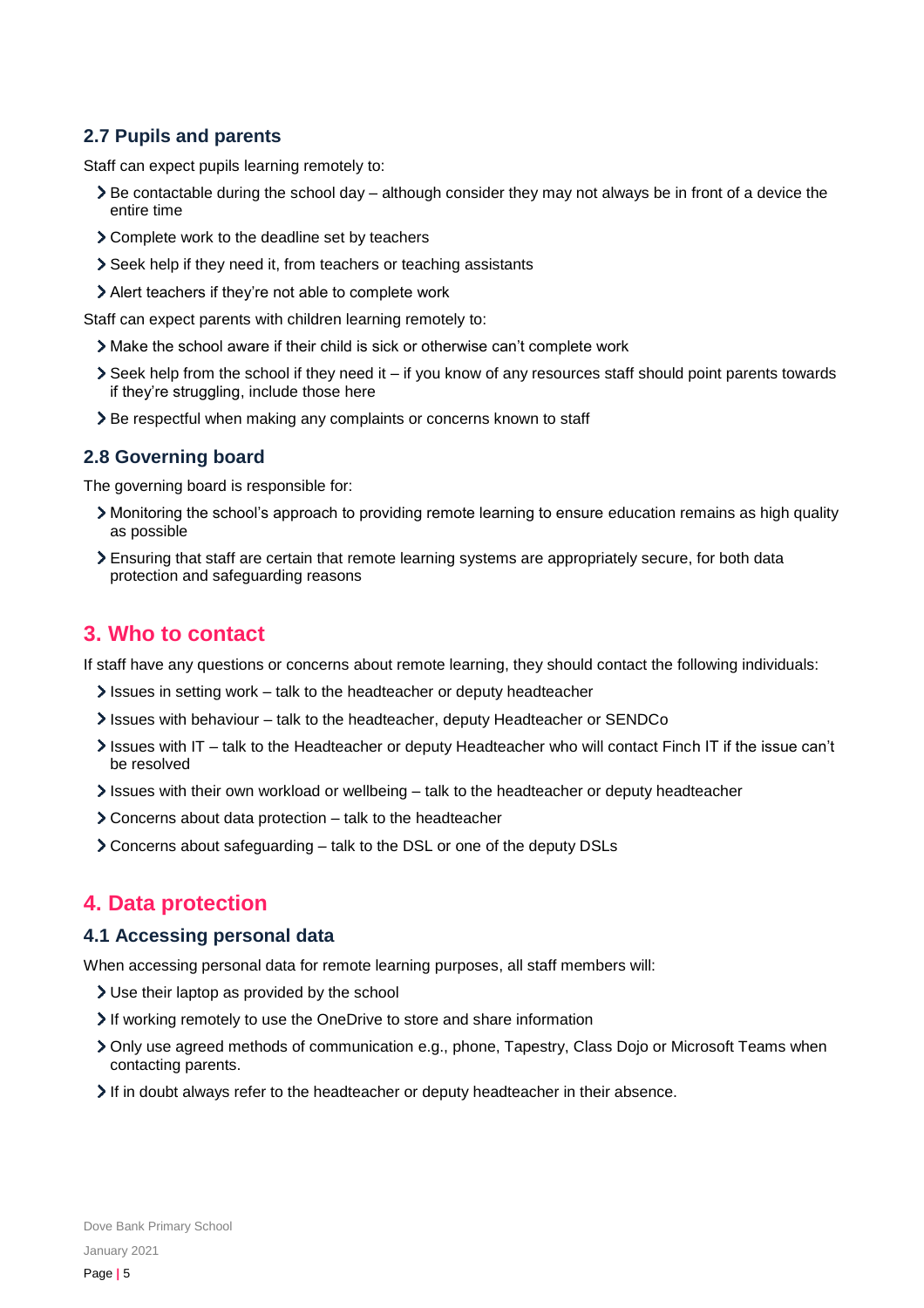### 2.7 Pupils and parents

Staff can expect pupils learning remotely to:

- Be contactable during the school day – although consider they may not always be in front of a device the entire time
- Complete work to the deadline set by teachers
- Seek help if they need it, from teachers or teaching assistants
- Alert teachers if they're not able to complete work

Staff can expect parents with children learning remotely to:

- Make the school aware if their child is sick or otherwise can't complete work
- Seek help from the school if they need it – if you know of any resources staff should point parents towards if they're struggling, include those here
- Be respectful when making any complaints or concerns known to staff

### 2.8 Governing board

The governing board is responsible for:

- Monitoring the school's approach to providing remote learning to ensure education remains as high quality as possible
- Ensuring that staff are certain that remote learning systems are appropriately secure, for both data protection and safeguarding reasons

## 3. Who to contact

If staff have any questions or concerns about remote learning, they should contact the following individuals:

- Issues in setting work – talk to the headteacher or deputy headteacher
- Issues with behaviour – talk to the headteacher, deputy Headteacher or SENDCo
- Issues with IT – talk to the Headteacher or deputy Headteacher who will contact Finch IT if the issue can't be resolved
- Issues with their own workload or wellbeing – talk to the headteacher or deputy headteacher
- Concerns about data protection – talk to the headteacher
- Concerns about safeguarding – talk to the DSL or one of the deputy DSLs

## 4. Data protection

### 4.1 Accessing personal data

When accessing personal data for remote learning purposes, all staff members will:

- Use their laptop as provided by the school
- If working remotely to use the OneDrive to store and share information
- Only use agreed methods of communication e.g., phone, Tapestry, Class Dojo or Microsoft Teams when contacting parents.
- If in doubt always refer to the headteacher or deputy headteacher in their absence.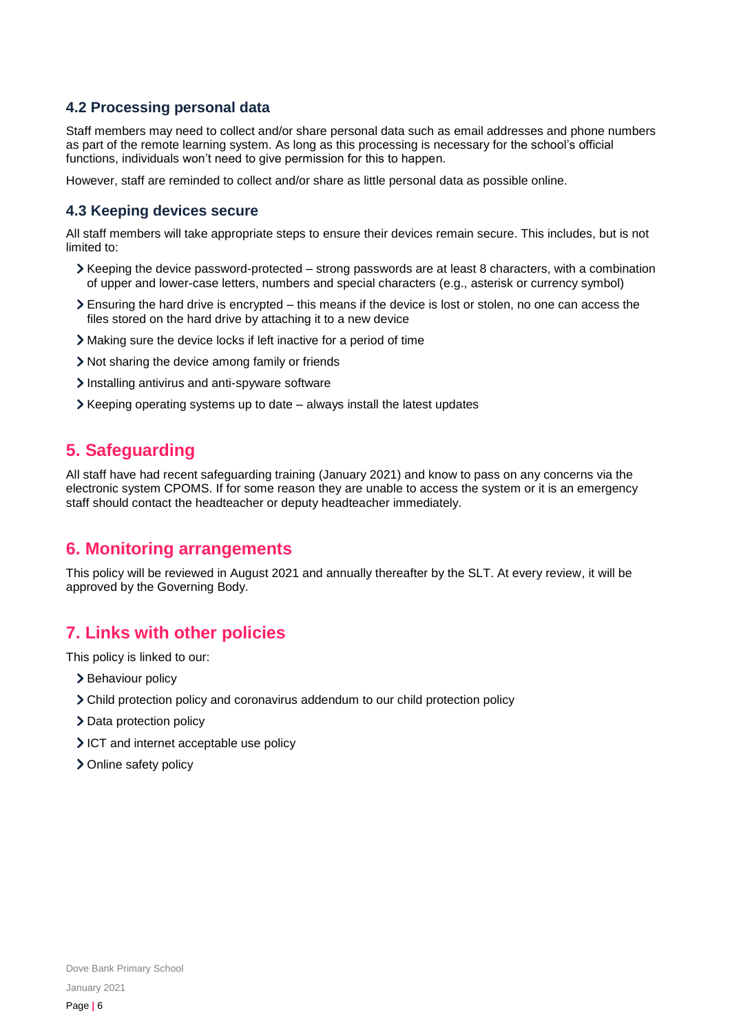### 4.2 Processing personal data

Staff members may need to collect and/or share personal data such as email addresses and phone numbers as part of the remote learning system. As long as this processing is necessary for the school's official functions, individuals won't need to give permission for this to happen.

However, staff are reminded to collect and/or share as little personal data as possible online.

### 4.3 Keeping devices secure

All staff members will take appropriate steps to ensure their devices remain secure. This includes, but is not limited to:

- Keeping the device password-protected – strong passwords are at least 8 characters, with a combination of upper and lower-case letters, numbers and special characters (e.g., asterisk or currency symbol)
- Ensuring the hard drive is encrypted – this means if the device is lost or stolen, no one can access the files stored on the hard drive by attaching it to a new device
- Making sure the device locks if left inactive for a period of time
- Not sharing the device among family or friends
- Installing antivirus and anti-spyware software
- Keeping operating systems up to date – always install the latest updates

## 5. Safeguarding

All staff have had recent safeguarding training (January 2021) and know to pass on any concerns via the electronic system CPOMS. If for some reason they are unable to access the system or it is an emergency staff should contact the headteacher or deputy headteacher immediately.

## 6. Monitoring arrangements

This policy will be reviewed in August 2021 and annually thereafter by the SLT. At every review, it will be approved by the Governing Body.

## 7. Links with other policies

This policy is linked to our:

- Behaviour policy
- Child protection policy and coronavirus addendum to our child protection policy
- Data protection policy
- ICT and internet acceptable use policy
- Online safety policy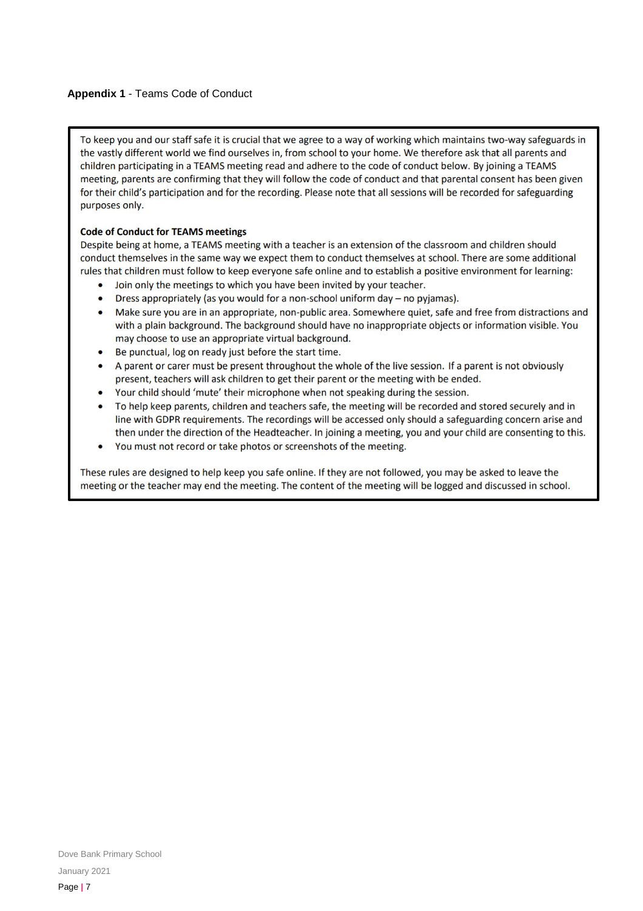**Appendix 1** - Teams Code of Conduct

To keep you and our staff safe it is crucial that we agree to a way of working which maintains two-way safeguards in the vastly different world we find ourselves in, from school to your home. We therefore ask that all parents and children participating in a TEAMS meeting read and adhere to the code of conduct below. By joining a TEAMS meeting, parents are confirming that they will follow the code of conduct and that parental consent has been given for their child's participation and for the recording. Please note that all sessions will be recorded for safeguarding purposes only.

**Code of Conduct for TEAMS meetings**

Despite being at home, a TEAMS meeting with a teacher is an extension of the classroom and children should conduct themselves in the same way we expect them to conduct themselves at school. There are some additional rules that children must follow to keep everyone safe online and to establish a positive environment for learning:

- Join only the meetings to which you have been invited by your teacher.
- Dress appropriately (as you would for a non-school uniform day – no pyjamas).
- Make sure you are in an appropriate, non-public area. Somewhere quiet, safe and free from distractions and with a plain background. The background should have no inappropriate objects or information visible. You may choose to use an appropriate virtual background.
- Be punctual, log on ready just before the start time.
- A parent or carer must be present throughout the whole of the live session. If a parent is not obviously present, teachers will ask children to get their parent or the meeting with be ended.
- Your child should 'mute' their microphone when not speaking during the session.
- To help keep parents, children and teachers safe, the meeting will be recorded and stored securely and in line with GDPR requirements. The recordings will be accessed only should a safeguarding concern arise and then under the direction of the Headteacher. In joining a meeting, you and your child are consenting to this.
- You must not record or take photos or screenshots of the meeting.

These rules are designed to help keep you safe online. If they are not followed, you may be asked to leave the meeting or the teacher may end the meeting. The content of the meeting will be logged and discussed in school.